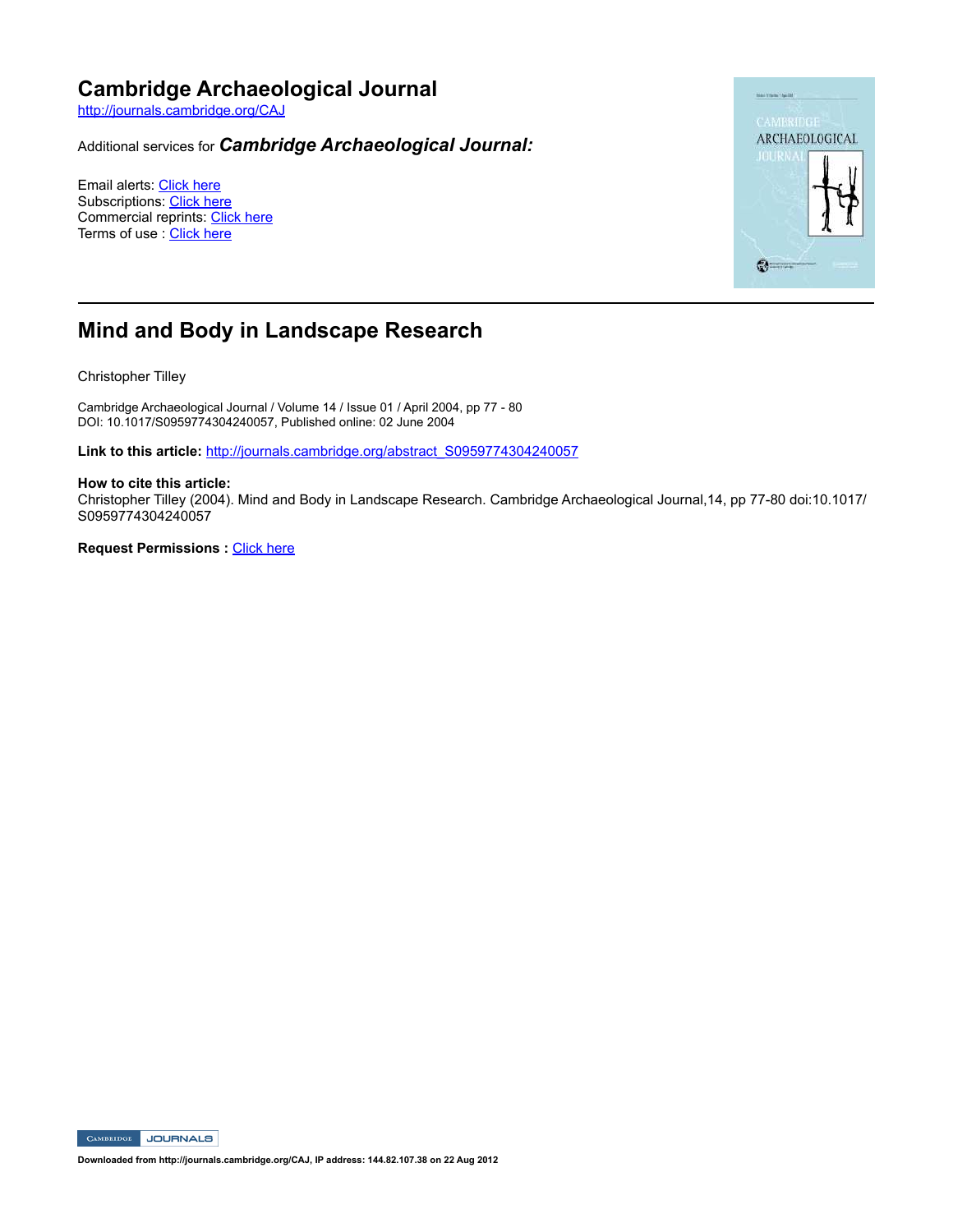# Cambridge Archaeological Journal

http://journals.cambridge.org/CAJ

Additional services for ***Cambridge Archaeological Journal:***

Email alerts: Click here
Subscriptions: Click here
Commercial reprints: Click here
Terms of use : Click here

## Mind and Body in Landscape Research

Christopher Tilley

Cambridge Archaeological Journal / Volume 14 / Issue 01 / April 2004, pp 77 - 80
DOI: 10.1017/S0959774304240057, Published online: 02 June 2004

**Link to this article:** http://journals.cambridge.org/abstract_S0959774304240057

**How to cite this article:**
Christopher Tilley (2004). Mind and Body in Landscape Research. Cambridge Archaeological Journal,14, pp 77-80 doi:10.1017/S0959774304240057

**Request Permissions :** Click here

**Downloaded from http://journals.cambridge.org/CAJ, IP address: 144.82.107.38 on 22 Aug 2012**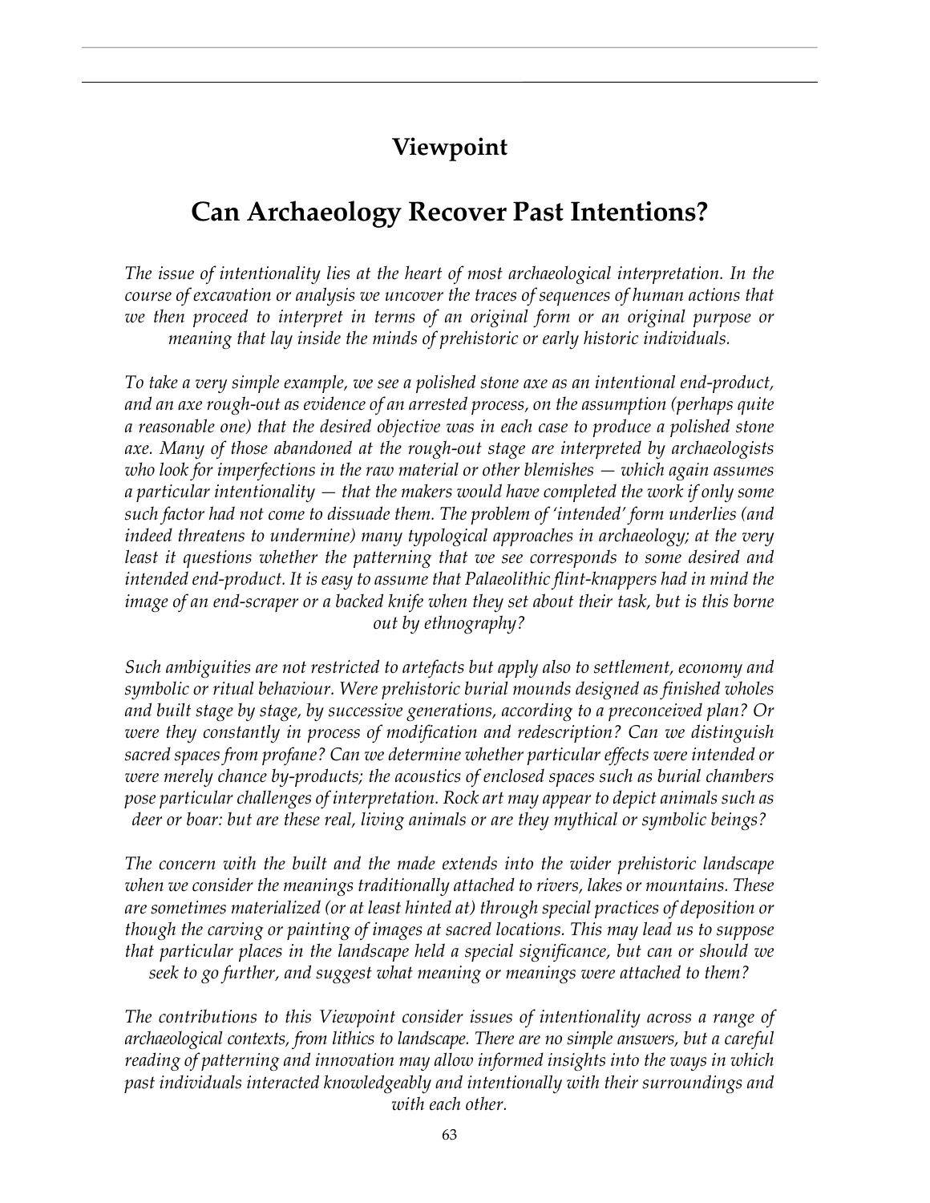## Viewpoint

# Can Archaeology Recover Past Intentions?

*The issue of intentionality lies at the heart of most archaeological interpretation. In the course of excavation or analysis we uncover the traces of sequences of human actions that we then proceed to interpret in terms of an original form or an original purpose or meaning that lay inside the minds of prehistoric or early historic individuals.*

*To take a very simple example, we see a polished stone axe as an intentional end-product, and an axe rough-out as evidence of an arrested process, on the assumption (perhaps quite a reasonable one) that the desired objective was in each case to produce a polished stone axe. Many of those abandoned at the rough-out stage are interpreted by archaeologists who look for imperfections in the raw material or other blemishes — which again assumes a particular intentionality — that the makers would have completed the work if only some such factor had not come to dissuade them. The problem of 'intended' form underlies (and indeed threatens to undermine) many typological approaches in archaeology; at the very least it questions whether the patterning that we see corresponds to some desired and intended end-product. It is easy to assume that Palaeolithic flint-knappers had in mind the image of an end-scraper or a backed knife when they set about their task, but is this borne out by ethnography?*

*Such ambiguities are not restricted to artefacts but apply also to settlement, economy and symbolic or ritual behaviour. Were prehistoric burial mounds designed as finished wholes and built stage by stage, by successive generations, according to a preconceived plan? Or were they constantly in process of modification and redescription? Can we distinguish sacred spaces from profane? Can we determine whether particular effects were intended or were merely chance by-products; the acoustics of enclosed spaces such as burial chambers pose particular challenges of interpretation. Rock art may appear to depict animals such as deer or boar: but are these real, living animals or are they mythical or symbolic beings?*

*The concern with the built and the made extends into the wider prehistoric landscape when we consider the meanings traditionally attached to rivers, lakes or mountains. These are sometimes materialized (or at least hinted at) through special practices of deposition or though the carving or painting of images at sacred locations. This may lead us to suppose that particular places in the landscape held a special significance, but can or should we seek to go further, and suggest what meaning or meanings were attached to them?*

*The contributions to this Viewpoint consider issues of intentionality across a range of archaeological contexts, from lithics to landscape. There are no simple answers, but a careful reading of patterning and innovation may allow informed insights into the ways in which past individuals interacted knowledgeably and intentionally with their surroundings and with each other.*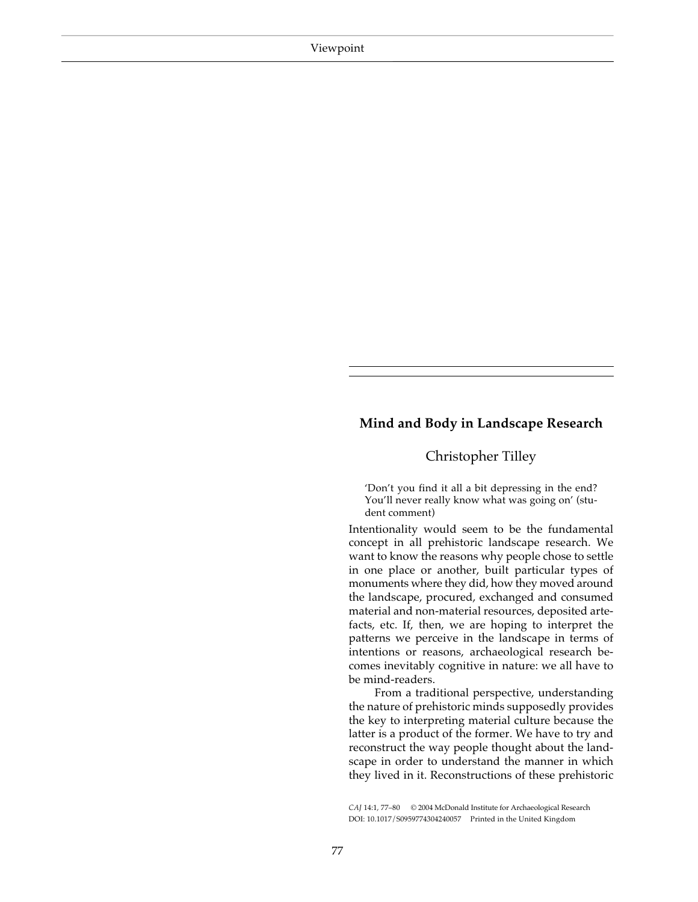## Mind and Body in Landscape Research

Christopher Tilley

> 'Don't you find it all a bit depressing in the end? You'll never really know what was going on' (student comment)

Intentionality would seem to be the fundamental concept in all prehistoric landscape research. We want to know the reasons why people chose to settle in one place or another, built particular types of monuments where they did, how they moved around the landscape, procured, exchanged and consumed material and non-material resources, deposited artefacts, etc. If, then, we are hoping to interpret the patterns we perceive in the landscape in terms of intentions or reasons, archaeological research becomes inevitably cognitive in nature: we all have to be mind-readers.

From a traditional perspective, understanding the nature of prehistoric minds supposedly provides the key to interpreting material culture because the latter is a product of the former. We have to try and reconstruct the way people thought about the landscape in order to understand the manner in which they lived in it. Reconstructions of these prehistoric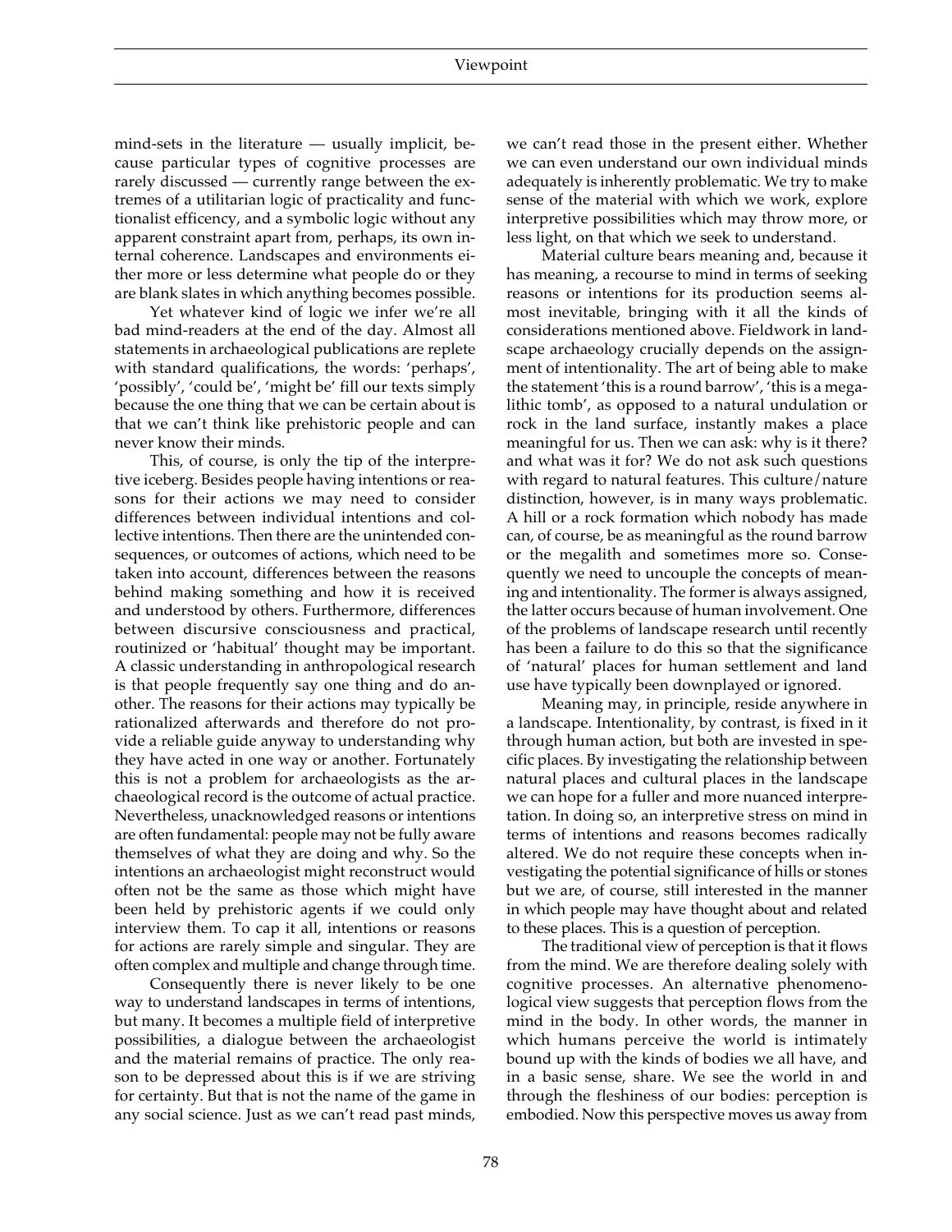mind-sets in the literature — usually implicit, because particular types of cognitive processes are rarely discussed — currently range between the extremes of a utilitarian logic of practicality and functionalist efficency, and a symbolic logic without any apparent constraint apart from, perhaps, its own internal coherence. Landscapes and environments either more or less determine what people do or they are blank slates in which anything becomes possible.

Yet whatever kind of logic we infer we're all bad mind-readers at the end of the day. Almost all statements in archaeological publications are replete with standard qualifications, the words: 'perhaps', 'possibly', 'could be', 'might be' fill our texts simply because the one thing that we can be certain about is that we can't think like prehistoric people and can never know their minds.

This, of course, is only the tip of the interpretive iceberg. Besides people having intentions or reasons for their actions we may need to consider differences between individual intentions and collective intentions. Then there are the unintended consequences, or outcomes of actions, which need to be taken into account, differences between the reasons behind making something and how it is received and understood by others. Furthermore, differences between discursive consciousness and practical, routinized or 'habitual' thought may be important. A classic understanding in anthropological research is that people frequently say one thing and do another. The reasons for their actions may typically be rationalized afterwards and therefore do not provide a reliable guide anyway to understanding why they have acted in one way or another. Fortunately this is not a problem for archaeologists as the archaeological record is the outcome of actual practice. Nevertheless, unacknowledged reasons or intentions are often fundamental: people may not be fully aware themselves of what they are doing and why. So the intentions an archaeologist might reconstruct would often not be the same as those which might have been held by prehistoric agents if we could only interview them. To cap it all, intentions or reasons for actions are rarely simple and singular. They are often complex and multiple and change through time.

Consequently there is never likely to be one way to understand landscapes in terms of intentions, but many. It becomes a multiple field of interpretive possibilities, a dialogue between the archaeologist and the material remains of practice. The only reason to be depressed about this is if we are striving for certainty. But that is not the name of the game in any social science. Just as we can't read past minds, we can't read those in the present either. Whether we can even understand our own individual minds adequately is inherently problematic. We try to make sense of the material with which we work, explore interpretive possibilities which may throw more, or less light, on that which we seek to understand.

Material culture bears meaning and, because it has meaning, a recourse to mind in terms of seeking reasons or intentions for its production seems almost inevitable, bringing with it all the kinds of considerations mentioned above. Fieldwork in landscape archaeology crucially depends on the assignment of intentionality. The art of being able to make the statement 'this is a round barrow', 'this is a megalithic tomb', as opposed to a natural undulation or rock in the land surface, instantly makes a place meaningful for us. Then we can ask: why is it there? and what was it for? We do not ask such questions with regard to natural features. This culture/nature distinction, however, is in many ways problematic. A hill or a rock formation which nobody has made can, of course, be as meaningful as the round barrow or the megalith and sometimes more so. Consequently we need to uncouple the concepts of meaning and intentionality. The former is always assigned, the latter occurs because of human involvement. One of the problems of landscape research until recently has been a failure to do this so that the significance of 'natural' places for human settlement and land use have typically been downplayed or ignored.

Meaning may, in principle, reside anywhere in a landscape. Intentionality, by contrast, is fixed in it through human action, but both are invested in specific places. By investigating the relationship between natural places and cultural places in the landscape we can hope for a fuller and more nuanced interpretation. In doing so, an interpretive stress on mind in terms of intentions and reasons becomes radically altered. We do not require these concepts when investigating the potential significance of hills or stones but we are, of course, still interested in the manner in which people may have thought about and related to these places. This is a question of perception.

The traditional view of perception is that it flows from the mind. We are therefore dealing solely with cognitive processes. An alternative phenomenological view suggests that perception flows from the mind in the body. In other words, the manner in which humans perceive the world is intimately bound up with the kinds of bodies we all have, and in a basic sense, share. We see the world in and through the fleshiness of our bodies: perception is embodied. Now this perspective moves us away from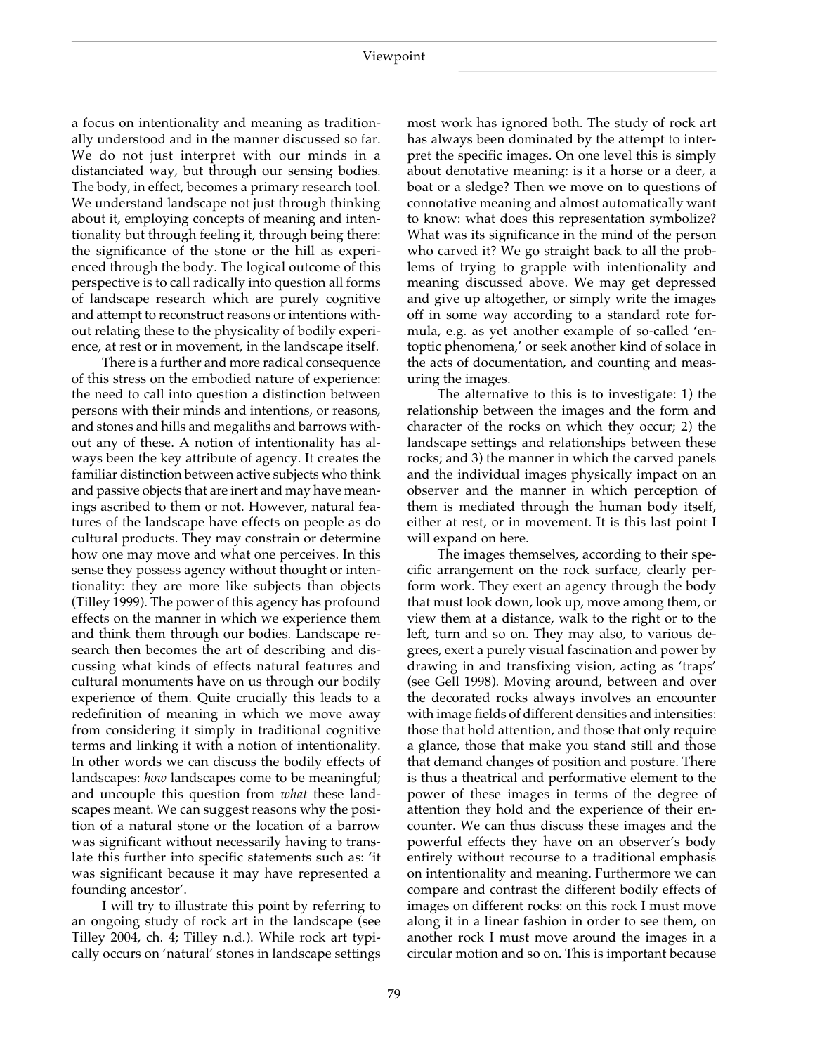a focus on intentionality and meaning as traditionally understood and in the manner discussed so far. We do not just interpret with our minds in a distanciated way, but through our sensing bodies. The body, in effect, becomes a primary research tool. We understand landscape not just through thinking about it, employing concepts of meaning and intentionality but through feeling it, through being there: the significance of the stone or the hill as experienced through the body. The logical outcome of this perspective is to call radically into question all forms of landscape research which are purely cognitive and attempt to reconstruct reasons or intentions without relating these to the physicality of bodily experience, at rest or in movement, in the landscape itself.

There is a further and more radical consequence of this stress on the embodied nature of experience: the need to call into question a distinction between persons with their minds and intentions, or reasons, and stones and hills and megaliths and barrows without any of these. A notion of intentionality has always been the key attribute of agency. It creates the familiar distinction between active subjects who think and passive objects that are inert and may have meanings ascribed to them or not. However, natural features of the landscape have effects on people as do cultural products. They may constrain or determine how one may move and what one perceives. In this sense they possess agency without thought or intentionality: they are more like subjects than objects (Tilley 1999). The power of this agency has profound effects on the manner in which we experience them and think them through our bodies. Landscape research then becomes the art of describing and discussing what kinds of effects natural features and cultural monuments have on us through our bodily experience of them. Quite crucially this leads to a redefinition of meaning in which we move away from considering it simply in traditional cognitive terms and linking it with a notion of intentionality. In other words we can discuss the bodily effects of landscapes: *how* landscapes come to be meaningful; and uncouple this question from *what* these landscapes meant. We can suggest reasons why the position of a natural stone or the location of a barrow was significant without necessarily having to translate this further into specific statements such as: 'it was significant because it may have represented a founding ancestor'.

I will try to illustrate this point by referring to an ongoing study of rock art in the landscape (see Tilley 2004, ch. 4; Tilley n.d.). While rock art typically occurs on 'natural' stones in landscape settings most work has ignored both. The study of rock art has always been dominated by the attempt to interpret the specific images. On one level this is simply about denotative meaning: is it a horse or a deer, a boat or a sledge? Then we move on to questions of connotative meaning and almost automatically want to know: what does this representation symbolize? What was its significance in the mind of the person who carved it? We go straight back to all the problems of trying to grapple with intentionality and meaning discussed above. We may get depressed and give up altogether, or simply write the images off in some way according to a standard rote formula, e.g. as yet another example of so-called 'entoptic phenomena,' or seek another kind of solace in the acts of documentation, and counting and measuring the images.

The alternative to this is to investigate: 1) the relationship between the images and the form and character of the rocks on which they occur; 2) the landscape settings and relationships between these rocks; and 3) the manner in which the carved panels and the individual images physically impact on an observer and the manner in which perception of them is mediated through the human body itself, either at rest, or in movement. It is this last point I will expand on here.

The images themselves, according to their specific arrangement on the rock surface, clearly perform work. They exert an agency through the body that must look down, look up, move among them, or view them at a distance, walk to the right or to the left, turn and so on. They may also, to various degrees, exert a purely visual fascination and power by drawing in and transfixing vision, acting as 'traps' (see Gell 1998). Moving around, between and over the decorated rocks always involves an encounter with image fields of different densities and intensities: those that hold attention, and those that only require a glance, those that make you stand still and those that demand changes of position and posture. There is thus a theatrical and performative element to the power of these images in terms of the degree of attention they hold and the experience of their encounter. We can thus discuss these images and the powerful effects they have on an observer's body entirely without recourse to a traditional emphasis on intentionality and meaning. Furthermore we can compare and contrast the different bodily effects of images on different rocks: on this rock I must move along it in a linear fashion in order to see them, on another rock I must move around the images in a circular motion and so on. This is important because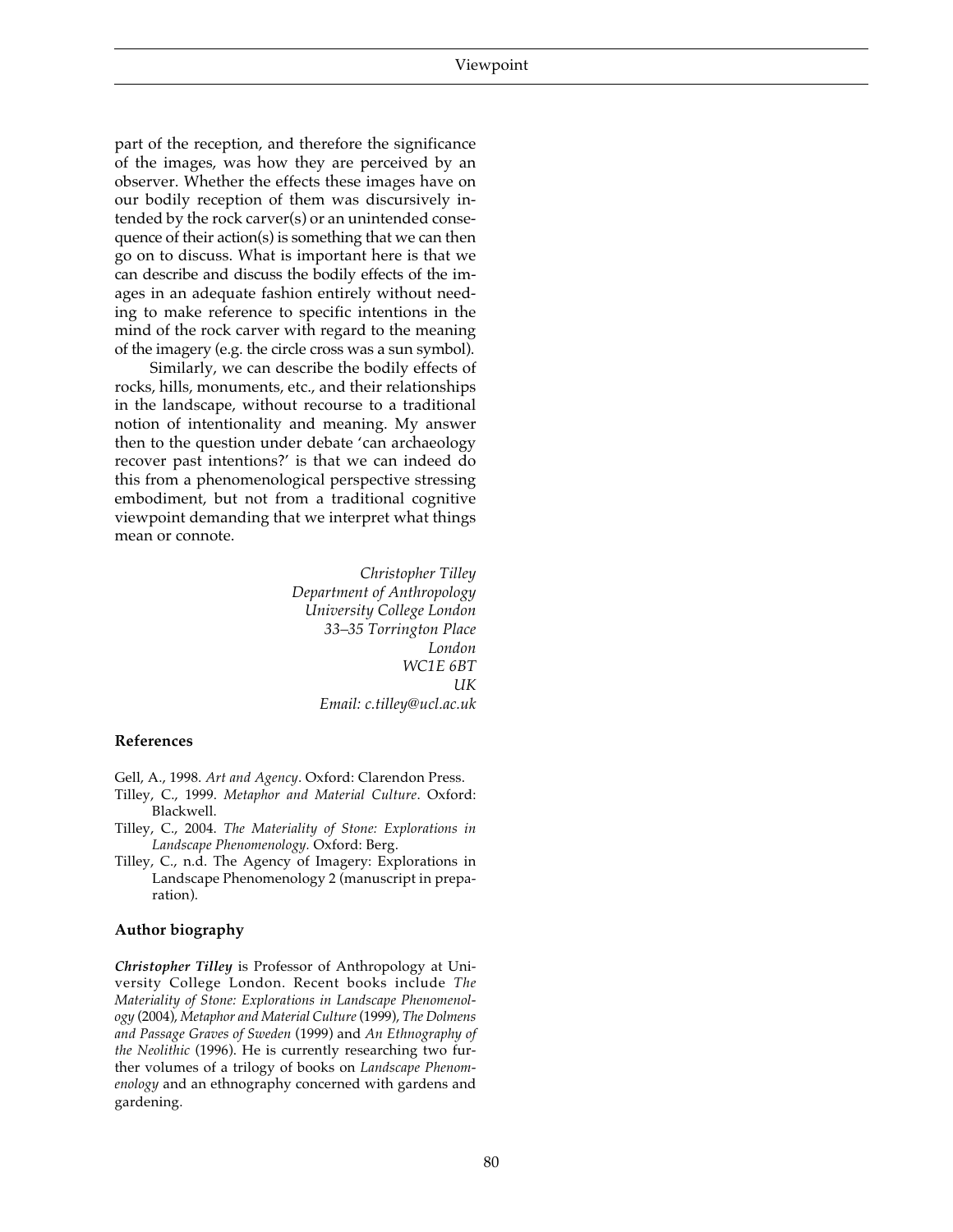part of the reception, and therefore the significance of the images, was how they are perceived by an observer. Whether the effects these images have on our bodily reception of them was discursively intended by the rock carver(s) or an unintended consequence of their action(s) is something that we can then go on to discuss. What is important here is that we can describe and discuss the bodily effects of the images in an adequate fashion entirely without needing to make reference to specific intentions in the mind of the rock carver with regard to the meaning of the imagery (e.g. the circle cross was a sun symbol).

Similarly, we can describe the bodily effects of rocks, hills, monuments, etc., and their relationships in the landscape, without recourse to a traditional notion of intentionality and meaning. My answer then to the question under debate 'can archaeology recover past intentions?' is that we can indeed do this from a phenomenological perspective stressing embodiment, but not from a traditional cognitive viewpoint demanding that we interpret what things mean or connote.

*Christopher Tilley*
*Department of Anthropology*
*University College London*
*33–35 Torrington Place*
*London*
*WC1E 6BT*
*UK*
*Email: c.tilley@ucl.ac.uk*

### References

Gell, A., 1998. *Art and Agency*. Oxford: Clarendon Press.

Tilley, C., 1999. *Metaphor and Material Culture*. Oxford: Blackwell.

Tilley, C., 2004. *The Materiality of Stone: Explorations in Landscape Phenomenology*. Oxford: Berg.

Tilley, C., n.d. The Agency of Imagery: Explorations in Landscape Phenomenology 2 (manuscript in preparation).

### Author biography

***Christopher Tilley*** is Professor of Anthropology at University College London. Recent books include *The Materiality of Stone: Explorations in Landscape Phenomenology* (2004), *Metaphor and Material Culture* (1999), *The Dolmens and Passage Graves of Sweden* (1999) and *An Ethnography of the Neolithic* (1996). He is currently researching two further volumes of a trilogy of books on *Landscape Phenomenology* and an ethnography concerned with gardens and gardening.